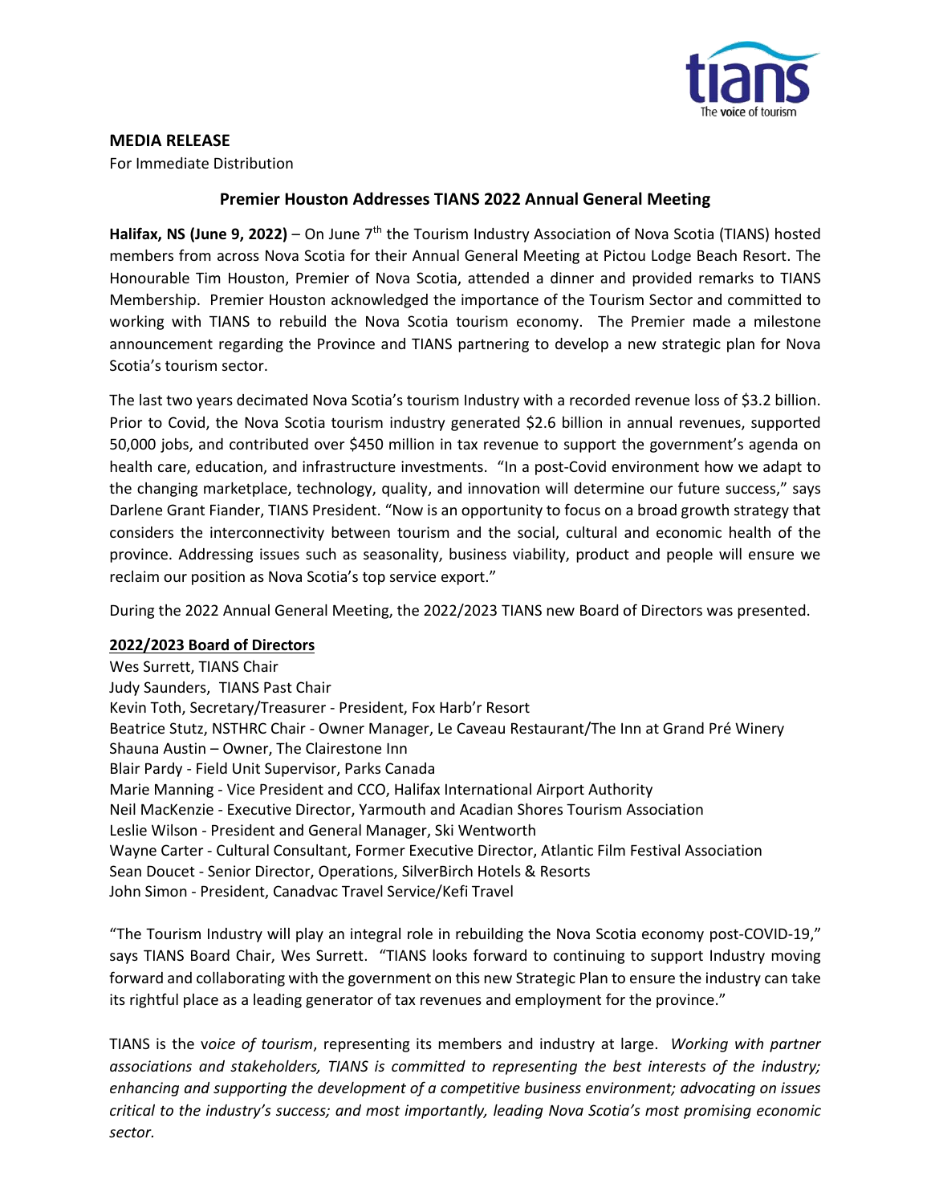**MEDIA RELEASE**

For Immediate Distribution

## Premier Houston Addresses TIANS 2022 Annual General Meeting

**Halifax, NS (June 9, 2022)** – On June 7th the Tourism Industry Association of Nova Scotia (TIANS) hosted members from across Nova Scotia for their Annual General Meeting at Pictou Lodge Beach Resort. The Honourable Tim Houston, Premier of Nova Scotia, attended a dinner and provided remarks to TIANS Membership. Premier Houston acknowledged the importance of the Tourism Sector and committed to working with TIANS to rebuild the Nova Scotia tourism economy. The Premier made a milestone announcement regarding the Province and TIANS partnering to develop a new strategic plan for Nova Scotia's tourism sector.

The last two years decimated Nova Scotia's tourism Industry with a recorded revenue loss of $3.2 billion. Prior to Covid, the Nova Scotia tourism industry generated $2.6 billion in annual revenues, supported 50,000 jobs, and contributed over $450 million in tax revenue to support the government's agenda on health care, education, and infrastructure investments. "In a post-Covid environment how we adapt to the changing marketplace, technology, quality, and innovation will determine our future success," says Darlene Grant Fiander, TIANS President. "Now is an opportunity to focus on a broad growth strategy that considers the interconnectivity between tourism and the social, cultural and economic health of the province. Addressing issues such as seasonality, business viability, product and people will ensure we reclaim our position as Nova Scotia's top service export."

During the 2022 Annual General Meeting, the 2022/2023 TIANS new Board of Directors was presented.

**2022/2023 Board of Directors**

Wes Surrett, TIANS Chair
Judy Saunders, TIANS Past Chair
Kevin Toth, Secretary/Treasurer - President, Fox Harb'r Resort
Beatrice Stutz, NSTHRC Chair - Owner Manager, Le Caveau Restaurant/The Inn at Grand Pré Winery
Shauna Austin – Owner, The Clairestone Inn
Blair Pardy - Field Unit Supervisor, Parks Canada
Marie Manning - Vice President and CCO, Halifax International Airport Authority
Neil MacKenzie - Executive Director, Yarmouth and Acadian Shores Tourism Association
Leslie Wilson - President and General Manager, Ski Wentworth
Wayne Carter - Cultural Consultant, Former Executive Director, Atlantic Film Festival Association
Sean Doucet - Senior Director, Operations, SilverBirch Hotels & Resorts
John Simon - President, Canadvac Travel Service/Kefi Travel

"The Tourism Industry will play an integral role in rebuilding the Nova Scotia economy post-COVID-19," says TIANS Board Chair, Wes Surrett. "TIANS looks forward to continuing to support Industry moving forward and collaborating with the government on this new Strategic Plan to ensure the industry can take its rightful place as a leading generator of tax revenues and employment for the province."

TIANS is the v*oice of tourism*, representing its members and industry at large. *Working with partner associations and stakeholders, TIANS is committed to representing the best interests of the industry; enhancing and supporting the development of a competitive business environment; advocating on issues critical to the industry's success; and most importantly, leading Nova Scotia's most promising economic sector.*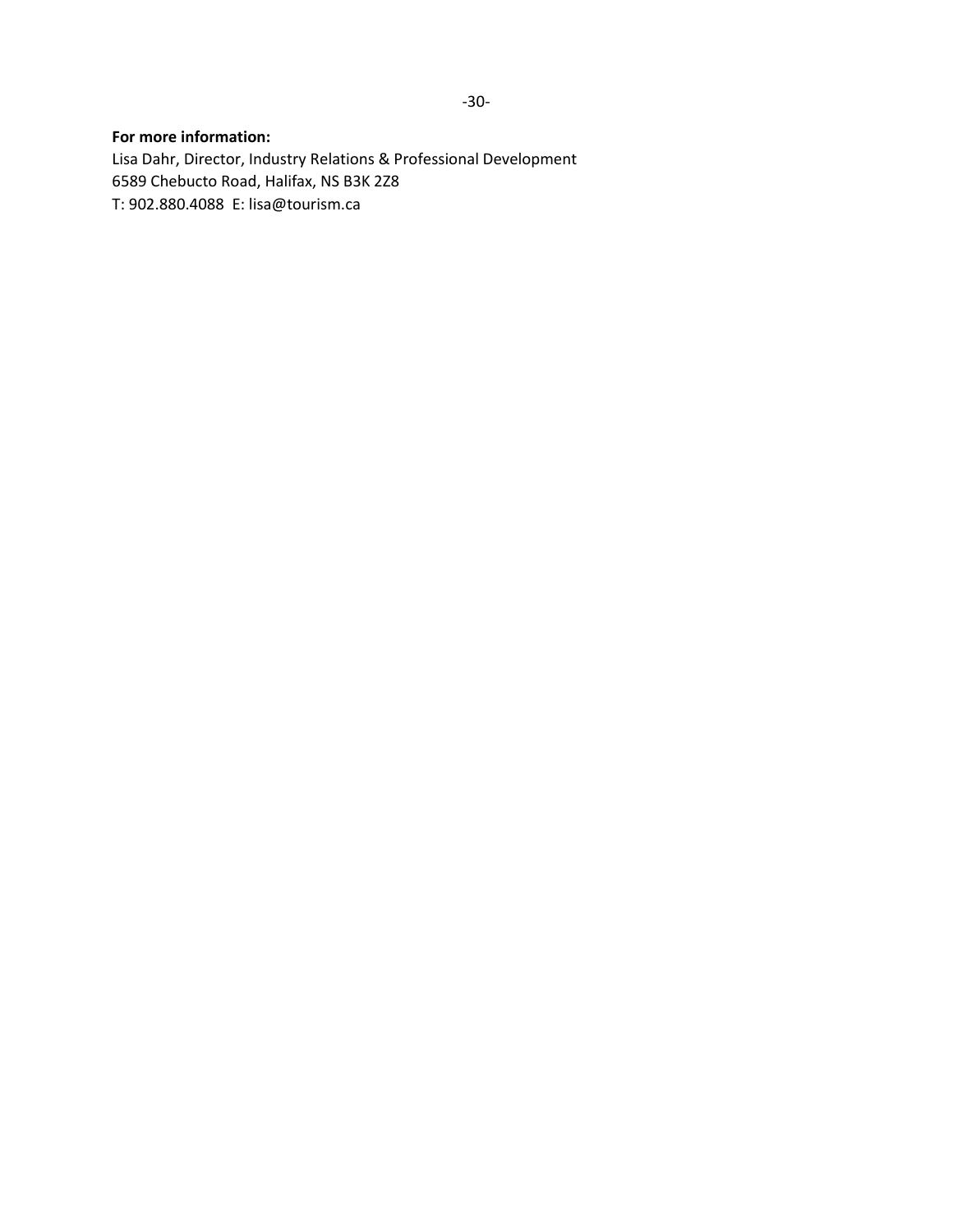-30-

**For more information:**
Lisa Dahr, Director, Industry Relations & Professional Development
6589 Chebucto Road, Halifax, NS B3K 2Z8
T: 902.880.4088  E: lisa@tourism.ca